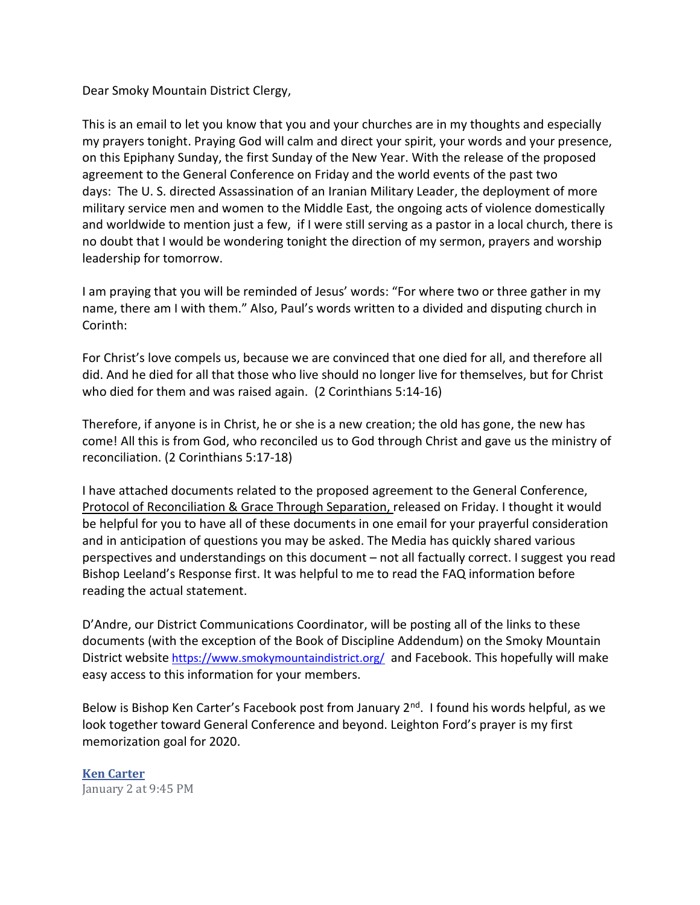Dear Smoky Mountain District Clergy,

This is an email to let you know that you and your churches are in my thoughts and especially my prayers tonight. Praying God will calm and direct your spirit, your words and your presence, on this Epiphany Sunday, the first Sunday of the New Year. With the release of the proposed agreement to the General Conference on Friday and the world events of the past two days: The U. S. directed Assassination of an Iranian Military Leader, the deployment of more military service men and women to the Middle East, the ongoing acts of violence domestically and worldwide to mention just a few, if I were still serving as a pastor in a local church, there is no doubt that I would be wondering tonight the direction of my sermon, prayers and worship leadership for tomorrow.

I am praying that you will be reminded of Jesus' words: "For where two or three gather in my name, there am I with them." Also, Paul's words written to a divided and disputing church in Corinth:

For Christ's love compels us, because we are convinced that one died for all, and therefore all did. And he died for all that those who live should no longer live for themselves, but for Christ who died for them and was raised again. (2 Corinthians 5:14-16)

Therefore, if anyone is in Christ, he or she is a new creation; the old has gone, the new has come! All this is from God, who reconciled us to God through Christ and gave us the ministry of reconciliation. (2 Corinthians 5:17-18)

I have attached documents related to the proposed agreement to the General Conference, Protocol of Reconciliation & Grace Through Separation, released on Friday. I thought it would be helpful for you to have all of these documents in one email for your prayerful consideration and in anticipation of questions you may be asked. The Media has quickly shared various perspectives and understandings on this document – not all factually correct. I suggest you read Bishop Leeland's Response first. It was helpful to me to read the FAQ information before reading the actual statement.

D'Andre, our District Communications Coordinator, will be posting all of the links to these documents (with the exception of the Book of Discipline Addendum) on the Smoky Mountain District website https://www.smokymountaindistrict.org/ and Facebook. This hopefully will make easy access to this information for your members.

Below is Bishop Ken Carter's Facebook post from January 2nd. I found his words helpful, as we look together toward General Conference and beyond. Leighton Ford's prayer is my first memorization goal for 2020.

**Ken Carter**
January 2 at 9:45 PM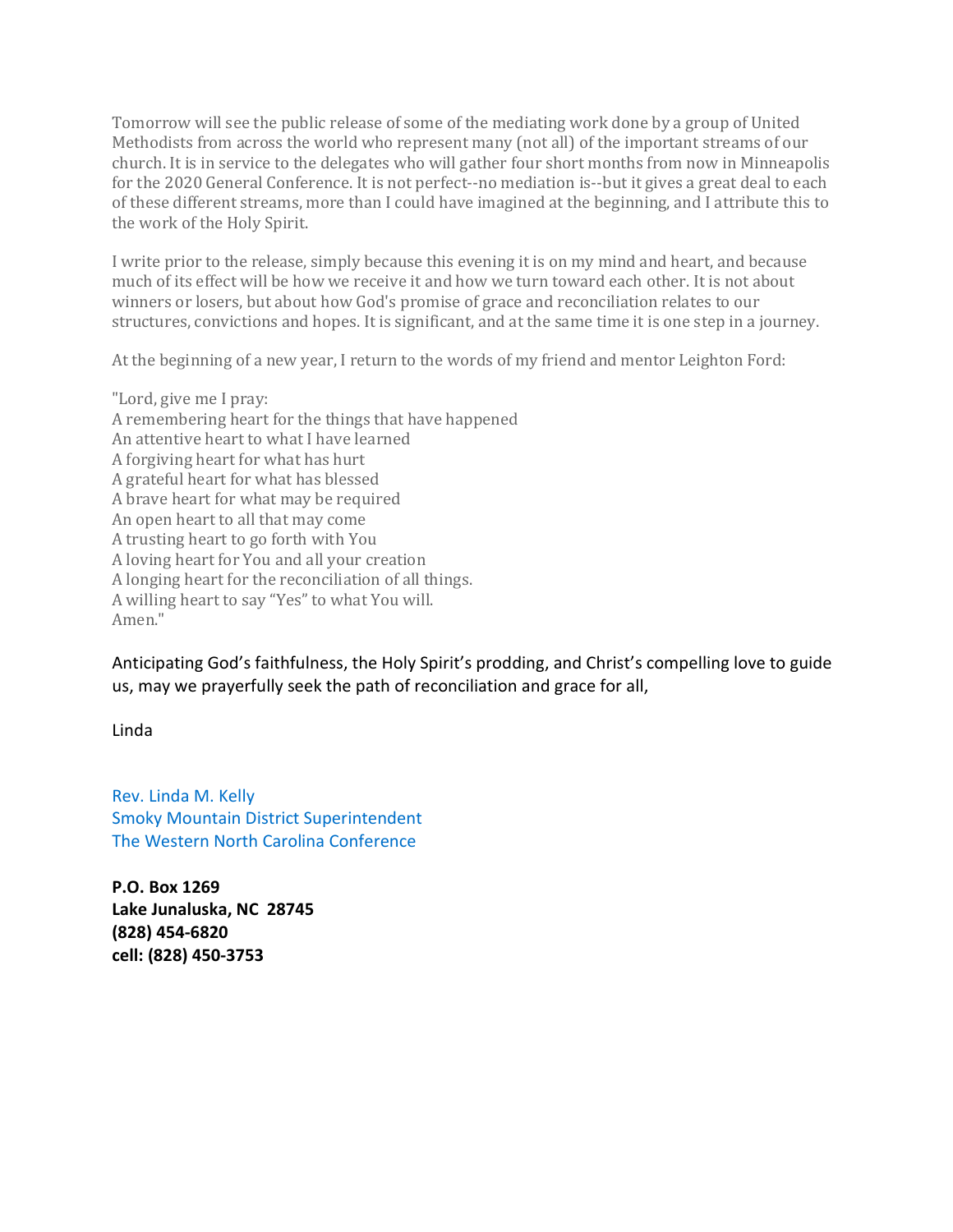Tomorrow will see the public release of some of the mediating work done by a group of United Methodists from across the world who represent many (not all) of the important streams of our church. It is in service to the delegates who will gather four short months from now in Minneapolis for the 2020 General Conference. It is not perfect--no mediation is--but it gives a great deal to each of these different streams, more than I could have imagined at the beginning, and I attribute this to the work of the Holy Spirit.

I write prior to the release, simply because this evening it is on my mind and heart, and because much of its effect will be how we receive it and how we turn toward each other. It is not about winners or losers, but about how God's promise of grace and reconciliation relates to our structures, convictions and hopes. It is significant, and at the same time it is one step in a journey.

At the beginning of a new year, I return to the words of my friend and mentor Leighton Ford:

"Lord, give me I pray:  
A remembering heart for the things that have happened  
An attentive heart to what I have learned  
A forgiving heart for what has hurt  
A grateful heart for what has blessed  
A brave heart for what may be required  
An open heart to all that may come  
A trusting heart to go forth with You  
A loving heart for You and all your creation  
A longing heart for the reconciliation of all things.  
A willing heart to say "Yes" to what You will.  
Amen."

Anticipating God's faithfulness, the Holy Spirit's prodding, and Christ's compelling love to guide us, may we prayerfully seek the path of reconciliation and grace for all,

Linda

Rev. Linda M. Kelly  
Smoky Mountain District Superintendent  
The Western North Carolina Conference

**P.O. Box 1269**  
**Lake Junaluska, NC 28745**  
**(828) 454-6820**  
**cell: (828) 450-3753**